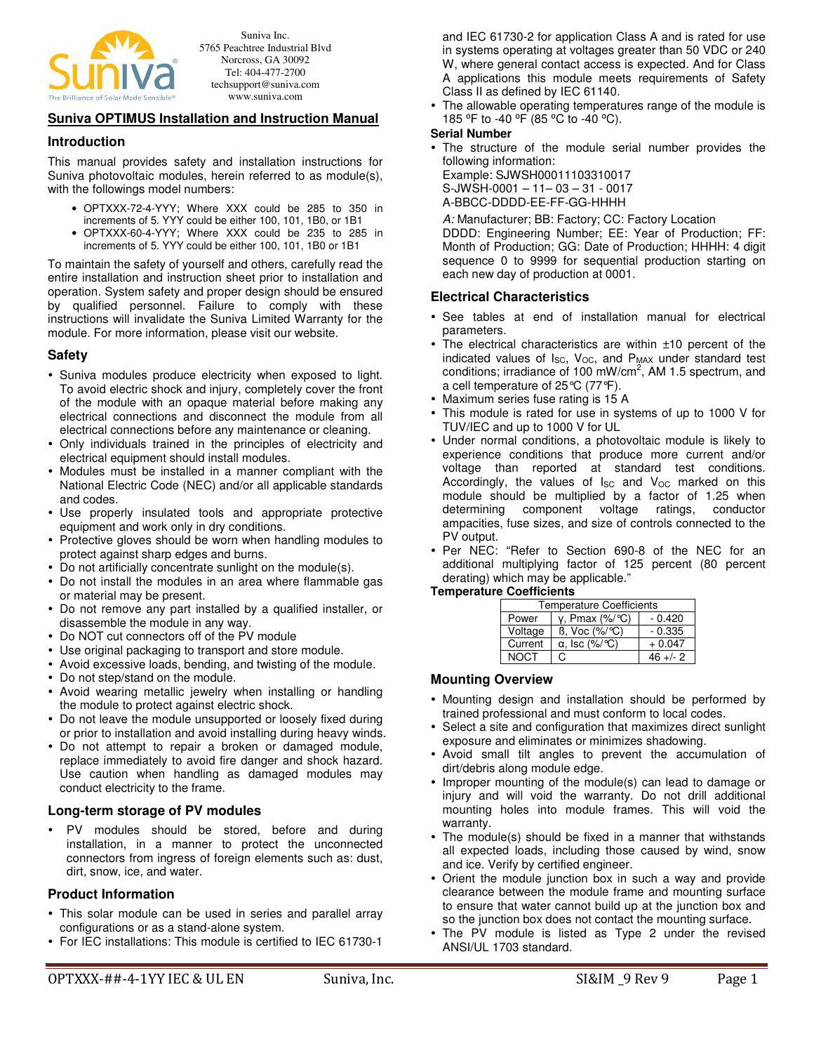Suniva Inc.
5765 Peachtree Industrial Blvd
Norcross, GA 30092
Tel: 404-477-2700
techsupport@suniva.com
www.suniva.com

# Suniva OPTIMUS Installation and Instruction Manual

## Introduction

This manual provides safety and installation instructions for Suniva photovoltaic modules, herein referred to as module(s), with the followings model numbers:

- OPTXXX-72-4-YYY; Where XXX could be 285 to 350 in increments of 5. YYY could be either 100, 101, 1B0, or 1B1
- OPTXXX-60-4-YYY; Where XXX could be 235 to 285 in increments of 5. YYY could be either 100, 101, 1B0 or 1B1

To maintain the safety of yourself and others, carefully read the entire installation and instruction sheet prior to installation and operation. System safety and proper design should be ensured by qualified personnel. Failure to comply with these instructions will invalidate the Suniva Limited Warranty for the module. For more information, please visit our website.

## Safety

- Suniva modules produce electricity when exposed to light. To avoid electric shock and injury, completely cover the front of the module with an opaque material before making any electrical connections and disconnect the module from all electrical connections before any maintenance or cleaning.
- Only individuals trained in the principles of electricity and electrical equipment should install modules.
- Modules must be installed in a manner compliant with the National Electric Code (NEC) and/or all applicable standards and codes.
- Use properly insulated tools and appropriate protective equipment and work only in dry conditions.
- Protective gloves should be worn when handling modules to protect against sharp edges and burns.
- Do not artificially concentrate sunlight on the module(s).
- Do not install the modules in an area where flammable gas or material may be present.
- Do not remove any part installed by a qualified installer, or disassemble the module in any way.
- Do NOT cut connectors off of the PV module
- Use original packaging to transport and store module.
- Avoid excessive loads, bending, and twisting of the module.
- Do not step/stand on the module.
- Avoid wearing metallic jewelry when installing or handling the module to protect against electric shock.
- Do not leave the module unsupported or loosely fixed during or prior to installation and avoid installing during heavy winds.
- Do not attempt to repair a broken or damaged module, replace immediately to avoid fire danger and shock hazard. Use caution when handling as damaged modules may conduct electricity to the frame.

## Long-term storage of PV modules

- PV modules should be stored, before and during installation, in a manner to protect the unconnected connectors from ingress of foreign elements such as: dust, dirt, snow, ice, and water.

## Product Information

- This solar module can be used in series and parallel array configurations or as a stand-alone system.
- For IEC installations: This module is certified to IEC 61730-1 and IEC 61730-2 for application Class A and is rated for use in systems operating at voltages greater than 50 VDC or 240 W, where general contact access is expected. And for Class A applications this module meets requirements of Safety Class II as defined by IEC 61140.
- The allowable operating temperatures range of the module is 185 ºF to -40 ºF (85 ºC to -40 ºC).

### Serial Number

- The structure of the module serial number provides the following information:
  Example: SJWSH00011103310017
  S-JWSH-0001 – 11– 03 – 31 - 0017
  A-BBCC-DDDD-EE-FF-GG-HHHH

  *A:* Manufacturer; BB: Factory; CC: Factory Location
  DDDD: Engineering Number; EE: Year of Production; FF: Month of Production; GG: Date of Production; HHHH: 4 digit sequence 0 to 9999 for sequential production starting on each new day of production at 0001.

## Electrical Characteristics

- See tables at end of installation manual for electrical parameters.
- The electrical characteristics are within ±10 percent of the indicated values of $I_{SC}$, $V_{OC}$, and $P_{MAX}$ under standard test conditions; irradiance of 100 mW/cm$^2$, AM 1.5 spectrum, and a cell temperature of 25°C (77°F).
- Maximum series fuse rating is 15 A
- This module is rated for use in systems of up to 1000 V for TUV/IEC and up to 1000 V for UL
- Under normal conditions, a photovoltaic module is likely to experience conditions that produce more current and/or voltage than reported at standard test conditions. Accordingly, the values of $I_{SC}$ and $V_{OC}$ marked on this module should be multiplied by a factor of 1.25 when determining component voltage ratings, conductor ampacities, fuse sizes, and size of controls connected to the PV output.
- Per NEC: "Refer to Section 690-8 of the NEC for an additional multiplying factor of 125 percent (80 percent derating) which may be applicable."

### Temperature Coefficients

| Temperature Coefficients | | |
|---|---|---|
| Power | γ, Pmax (%/°C) | - 0.420 |
| Voltage | ß, Voc (%/°C) | - 0.335 |
| Current | α, Isc (%/°C) | + 0.047 |
| NOCT | C | 46 +/- 2 |

## Mounting Overview

- Mounting design and installation should be performed by trained professional and must conform to local codes.
- Select a site and configuration that maximizes direct sunlight exposure and eliminates or minimizes shadowing.
- Avoid small tilt angles to prevent the accumulation of dirt/debris along module edge.
- Improper mounting of the module(s) can lead to damage or injury and will void the warranty. Do not drill additional mounting holes into module frames. This will void the warranty.
- The module(s) should be fixed in a manner that withstands all expected loads, including those caused by wind, snow and ice. Verify by certified engineer.
- Orient the module junction box in such a way and provide clearance between the module frame and mounting surface to ensure that water cannot build up at the junction box and so the junction box does not contact the mounting surface.
- The PV module is listed as Type 2 under the revised ANSI/UL 1703 standard.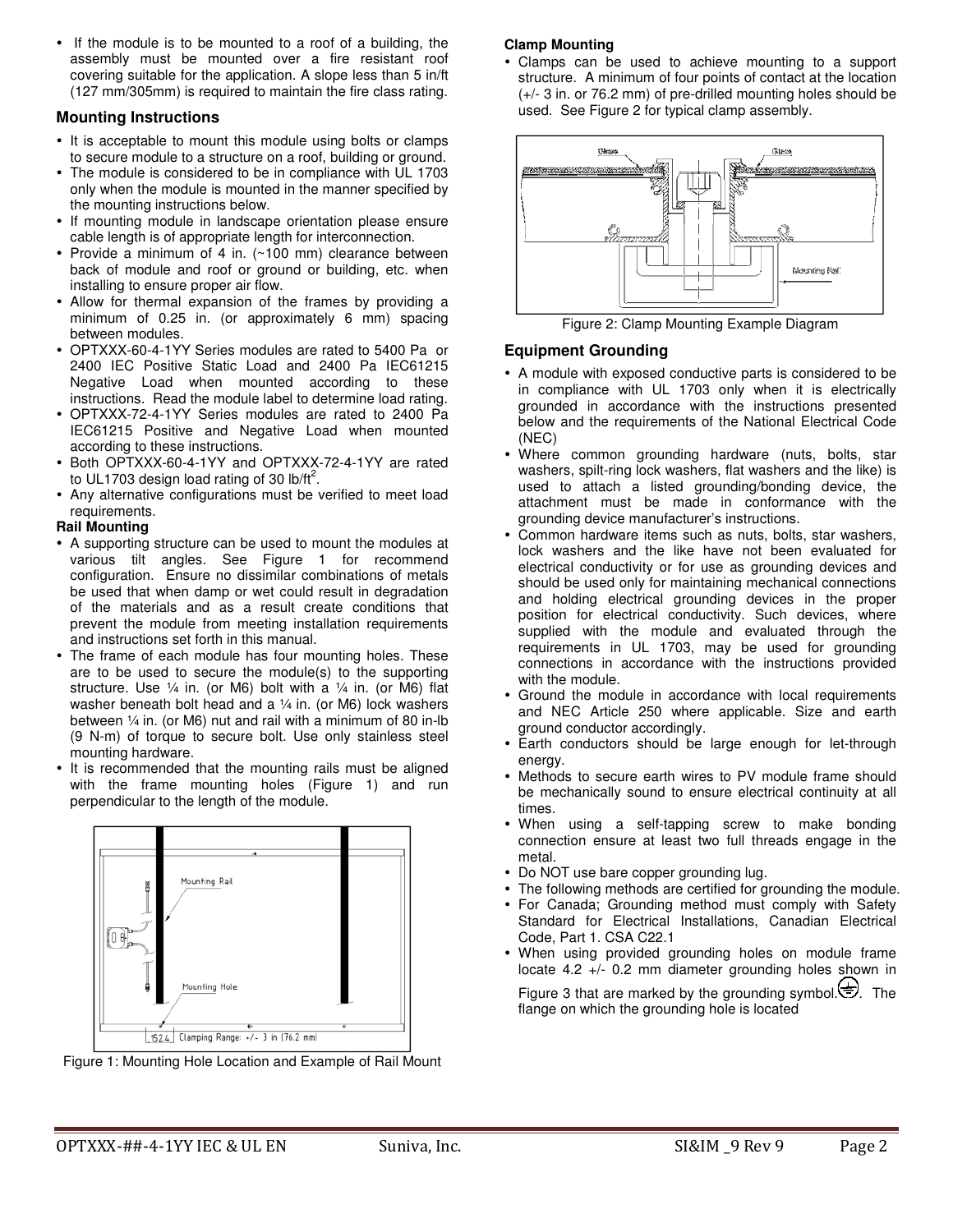- If the module is to be mounted to a roof of a building, the assembly must be mounted over a fire resistant roof covering suitable for the application. A slope less than 5 in/ft (127 mm/305mm) is required to maintain the fire class rating.

## Mounting Instructions

- It is acceptable to mount this module using bolts or clamps to secure module to a structure on a roof, building or ground.
- The module is considered to be in compliance with UL 1703 only when the module is mounted in the manner specified by the mounting instructions below.
- If mounting module in landscape orientation please ensure cable length is of appropriate length for interconnection.
- Provide a minimum of 4 in. (~100 mm) clearance between back of module and roof or ground or building, etc. when installing to ensure proper air flow.
- Allow for thermal expansion of the frames by providing a minimum of 0.25 in. (or approximately 6 mm) spacing between modules.
- OPTXXX-60-4-1YY Series modules are rated to 5400 Pa or 2400 IEC Positive Static Load and 2400 Pa IEC61215 Negative Load when mounted according to these instructions. Read the module label to determine load rating.
- OPTXXX-72-4-1YY Series modules are rated to 2400 Pa IEC61215 Positive and Negative Load when mounted according to these instructions.
- Both OPTXXX-60-4-1YY and OPTXXX-72-4-1YY are rated to UL1703 design load rating of 30 lb/ft$^2$.
- Any alternative configurations must be verified to meet load requirements.

**Rail Mounting**

- A supporting structure can be used to mount the modules at various tilt angles. See Figure 1 for recommend configuration. Ensure no dissimilar combinations of metals be used that when damp or wet could result in degradation of the materials and as a result create conditions that prevent the module from meeting installation requirements and instructions set forth in this manual.
- The frame of each module has four mounting holes. These are to be used to secure the module(s) to the supporting structure. Use ¼ in. (or M6) bolt with a ¼ in. (or M6) flat washer beneath bolt head and a ¼ in. (or M6) lock washers between ¼ in. (or M6) nut and rail with a minimum of 80 in-lb (9 N-m) of torque to secure bolt. Use only stainless steel mounting hardware.
- It is recommended that the mounting rails must be aligned with the frame mounting holes (Figure 1) and run perpendicular to the length of the module.

Figure 1: Mounting Hole Location and Example of Rail Mount

**Clamp Mounting**

- Clamps can be used to achieve mounting to a support structure. A minimum of four points of contact at the location (+/- 3 in. or 76.2 mm) of pre-drilled mounting holes should be used. See Figure 2 for typical clamp assembly.

Figure 2: Clamp Mounting Example Diagram

## Equipment Grounding

- A module with exposed conductive parts is considered to be in compliance with UL 1703 only when it is electrically grounded in accordance with the instructions presented below and the requirements of the National Electrical Code (NEC)
- Where common grounding hardware (nuts, bolts, star washers, spilt-ring lock washers, flat washers and the like) is used to attach a listed grounding/bonding device, the attachment must be made in conformance with the grounding device manufacturer's instructions.
- Common hardware items such as nuts, bolts, star washers, lock washers and the like have not been evaluated for electrical conductivity or for use as grounding devices and should be used only for maintaining mechanical connections and holding electrical grounding devices in the proper position for electrical conductivity. Such devices, where supplied with the module and evaluated through the requirements in UL 1703, may be used for grounding connections in accordance with the instructions provided with the module.
- Ground the module in accordance with local requirements and NEC Article 250 where applicable. Size and earth ground conductor accordingly.
- Earth conductors should be large enough for let-through energy.
- Methods to secure earth wires to PV module frame should be mechanically sound to ensure electrical continuity at all times.
- When using a self-tapping screw to make bonding connection ensure at least two full threads engage in the metal.
- Do NOT use bare copper grounding lug.
- The following methods are certified for grounding the module.
- For Canada; Grounding method must comply with Safety Standard for Electrical Installations, Canadian Electrical Code, Part 1. CSA C22.1
- When using provided grounding holes on module frame locate 4.2 +/- 0.2 mm diameter grounding holes shown in Figure 3 that are marked by the grounding symbol. The flange on which the grounding hole is located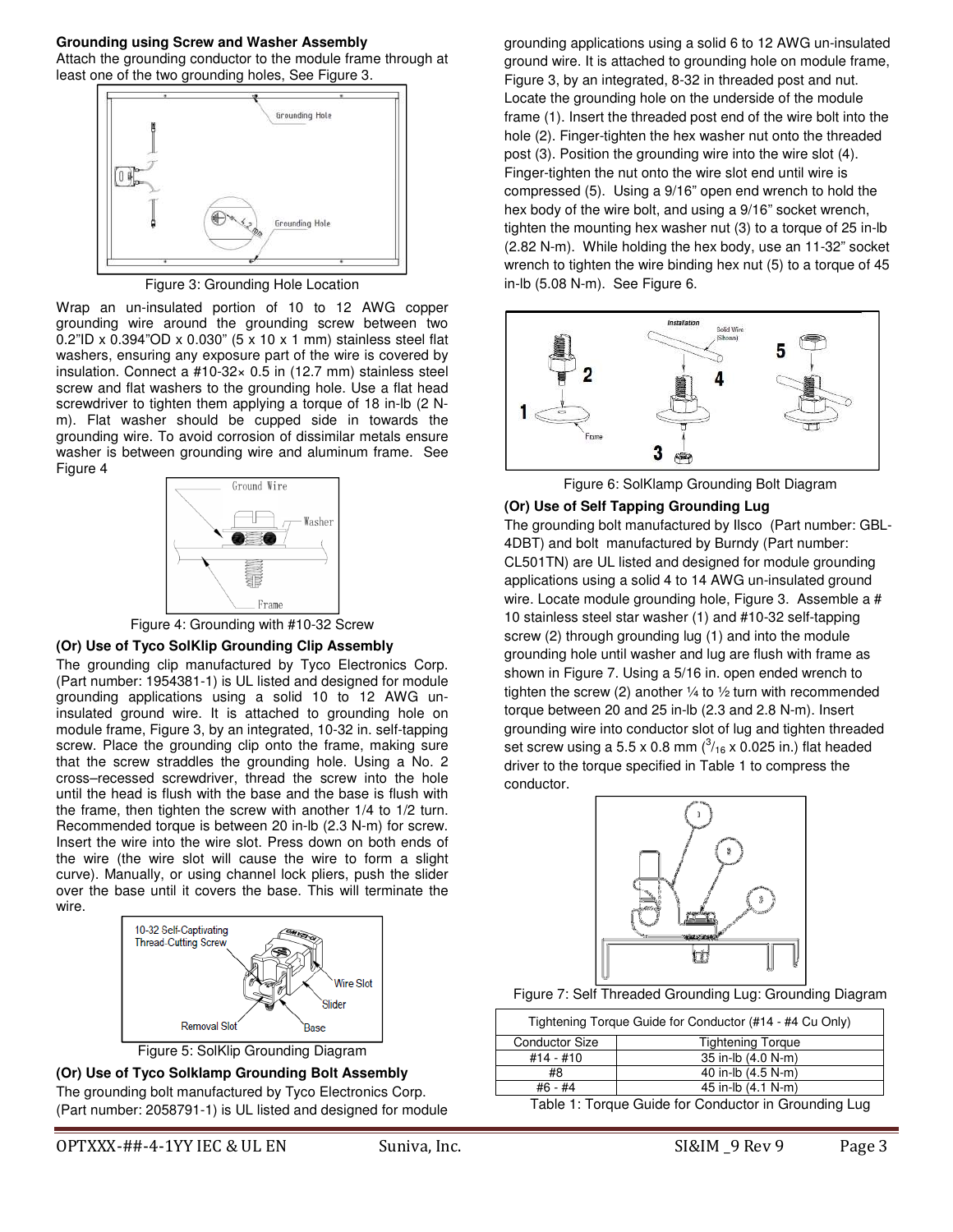**Grounding using Screw and Washer Assembly**

Attach the grounding conductor to the module frame through at least one of the two grounding holes, See Figure 3.

Figure 3: Grounding Hole Location

Wrap an un-insulated portion of 10 to 12 AWG copper grounding wire around the grounding screw between two 0.2"ID x 0.394"OD x 0.030" (5 x 10 x 1 mm) stainless steel flat washers, ensuring any exposure part of the wire is covered by insulation. Connect a #10-32× 0.5 in (12.7 mm) stainless steel screw and flat washers to the grounding hole. Use a flat head screwdriver to tighten them applying a torque of 18 in-lb (2 N-m). Flat washer should be cupped side in towards the grounding wire. To avoid corrosion of dissimilar metals ensure washer is between grounding wire and aluminum frame. See Figure 4

Figure 4: Grounding with #10-32 Screw

**(Or) Use of Tyco SolKlip Grounding Clip Assembly**

The grounding clip manufactured by Tyco Electronics Corp. (Part number: 1954381-1) is UL listed and designed for module grounding applications using a solid 10 to 12 AWG un-insulated ground wire. It is attached to grounding hole on module frame, Figure 3, by an integrated, 10-32 in. self-tapping screw. Place the grounding clip onto the frame, making sure that the screw straddles the grounding hole. Using a No. 2 cross–recessed screwdriver, thread the screw into the hole until the head is flush with the base and the base is flush with the frame, then tighten the screw with another 1/4 to 1/2 turn. Recommended torque is between 20 in-lb (2.3 N-m) for screw. Insert the wire into the wire slot. Press down on both ends of the wire (the wire slot will cause the wire to form a slight curve). Manually, or using channel lock pliers, push the slider over the base until it covers the base. This will terminate the wire.

Figure 5: SolKlip Grounding Diagram

**(Or) Use of Tyco Solklamp Grounding Bolt Assembly**

The grounding bolt manufactured by Tyco Electronics Corp. (Part number: 2058791-1) is UL listed and designed for module grounding applications using a solid 6 to 12 AWG un-insulated ground wire. It is attached to grounding hole on module frame, Figure 3, by an integrated, 8-32 in threaded post and nut. Locate the grounding hole on the underside of the module frame (1). Insert the threaded post end of the wire bolt into the hole (2). Finger-tighten the hex washer nut onto the threaded post (3). Position the grounding wire into the wire slot (4). Finger-tighten the nut onto the wire slot end until wire is compressed (5). Using a 9/16" open end wrench to hold the hex body of the wire bolt, and using a 9/16" socket wrench, tighten the mounting hex washer nut (3) to a torque of 25 in-lb (2.82 N-m). While holding the hex body, use an 11-32" socket wrench to tighten the wire binding hex nut (5) to a torque of 45 in-lb (5.08 N-m). See Figure 6.

Figure 6: SolKlamp Grounding Bolt Diagram

**(Or) Use of Self Tapping Grounding Lug**

The grounding bolt manufactured by Ilsco (Part number: GBL-4DBT) and bolt manufactured by Burndy (Part number: CL501TN) are UL listed and designed for module grounding applications using a solid 4 to 14 AWG un-insulated ground wire. Locate module grounding hole, Figure 3. Assemble a # 10 stainless steel star washer (1) and #10-32 self-tapping screw (2) through grounding lug (1) and into the module grounding hole until washer and lug are flush with frame as shown in Figure 7. Using a 5/16 in. open ended wrench to tighten the screw (2) another ¼ to ½ turn with recommended torque between 20 and 25 in-lb (2.3 and 2.8 N-m). Insert grounding wire into conductor slot of lug and tighten threaded set screw using a 5.5 x 0.8 mm ($^{3}/_{16}$ x 0.025 in.) flat headed driver to the torque specified in Table 1 to compress the conductor.

Figure 7: Self Threaded Grounding Lug: Grounding Diagram

| Tightening Torque Guide for Conductor (#14 - #4 Cu Only) | |
|---|---|
| Conductor Size | Tightening Torque |
| #14 - #10 | 35 in-lb (4.0 N-m) |
| #8 | 40 in-lb (4.5 N-m) |
| #6 - #4 | 45 in-lb (4.1 N-m) |

Table 1: Torque Guide for Conductor in Grounding Lug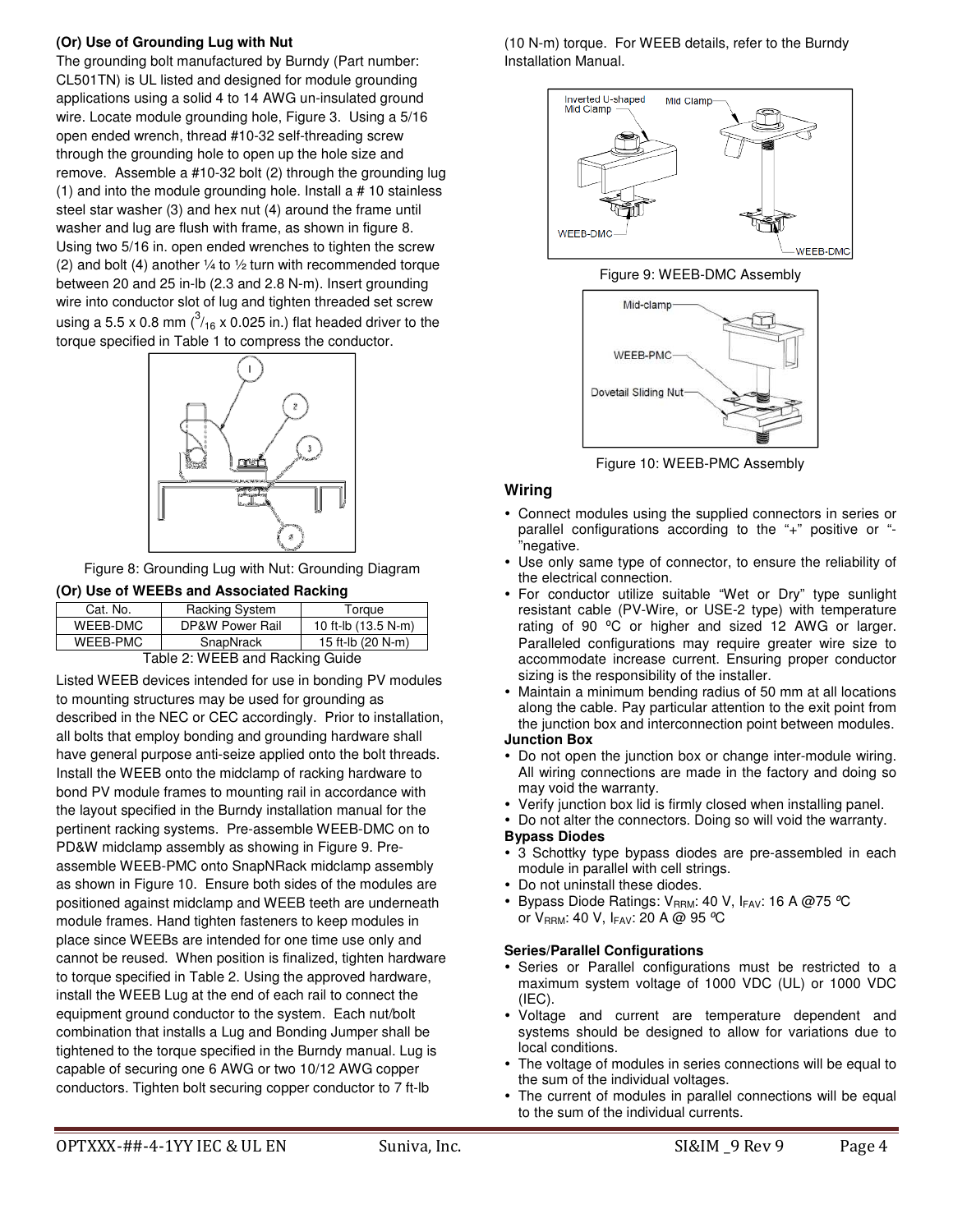**(Or) Use of Grounding Lug with Nut**

The grounding bolt manufactured by Burndy (Part number: CL501TN) is UL listed and designed for module grounding applications using a solid 4 to 14 AWG un-insulated ground wire. Locate module grounding hole, Figure 3. Using a 5/16 open ended wrench, thread #10-32 self-threading screw through the grounding hole to open up the hole size and remove. Assemble a #10-32 bolt (2) through the grounding lug (1) and into the module grounding hole. Install a # 10 stainless steel star washer (3) and hex nut (4) around the frame until washer and lug are flush with frame, as shown in figure 8. Using two 5/16 in. open ended wrenches to tighten the screw (2) and bolt (4) another ¼ to ½ turn with recommended torque between 20 and 25 in-lb (2.3 and 2.8 N-m). Insert grounding wire into conductor slot of lug and tighten threaded set screw using a 5.5 x 0.8 mm (3/16 x 0.025 in.) flat headed driver to the torque specified in Table 1 to compress the conductor.

Figure 8: Grounding Lug with Nut: Grounding Diagram

**(Or) Use of WEEBs and Associated Racking**

| Cat. No. | Racking System | Torque |
|---|---|---|
| WEEB-DMC | DP&W Power Rail | 10 ft-lb (13.5 N-m) |
| WEEB-PMC | SnapNrack | 15 ft-lb (20 N-m) |

Table 2: WEEB and Racking Guide

Listed WEEB devices intended for use in bonding PV modules to mounting structures may be used for grounding as described in the NEC or CEC accordingly. Prior to installation, all bolts that employ bonding and grounding hardware shall have general purpose anti-seize applied onto the bolt threads. Install the WEEB onto the midclamp of racking hardware to bond PV module frames to mounting rail in accordance with the layout specified in the Burndy installation manual for the pertinent racking systems. Pre-assemble WEEB-DMC on to PD&W midclamp assembly as showing in Figure 9. Pre-assemble WEEB-PMC onto SnapNRack midclamp assembly as shown in Figure 10. Ensure both sides of the modules are positioned against midclamp and WEEB teeth are underneath module frames. Hand tighten fasteners to keep modules in place since WEEBs are intended for one time use only and cannot be reused. When position is finalized, tighten hardware to torque specified in Table 2. Using the approved hardware, install the WEEB Lug at the end of each rail to connect the equipment ground conductor to the system. Each nut/bolt combination that installs a Lug and Bonding Jumper shall be tightened to the torque specified in the Burndy manual. Lug is capable of securing one 6 AWG or two 10/12 AWG copper conductors. Tighten bolt securing copper conductor to 7 ft-lb (10 N-m) torque. For WEEB details, refer to the Burndy Installation Manual.

Figure 9: WEEB-DMC Assembly

Figure 10: WEEB-PMC Assembly

## Wiring

- Connect modules using the supplied connectors in series or parallel configurations according to the "+" positive or "-"negative.
- Use only same type of connector, to ensure the reliability of the electrical connection.
- For conductor utilize suitable "Wet or Dry" type sunlight resistant cable (PV-Wire, or USE-2 type) with temperature rating of 90 ºC or higher and sized 12 AWG or larger. Paralleled configurations may require greater wire size to accommodate increase current. Ensuring proper conductor sizing is the responsibility of the installer.
- Maintain a minimum bending radius of 50 mm at all locations along the cable. Pay particular attention to the exit point from the junction box and interconnection point between modules.

**Junction Box**

- Do not open the junction box or change inter-module wiring. All wiring connections are made in the factory and doing so may void the warranty.
- Verify junction box lid is firmly closed when installing panel.
- Do not alter the connectors. Doing so will void the warranty.

**Bypass Diodes**

- 3 Schottky type bypass diodes are pre-assembled in each module in parallel with cell strings.
- Do not uninstall these diodes.
- Bypass Diode Ratings: $V_{RRM}$: 40 V, $I_{FAV}$: 16 A @75 ºC or $V_{RRM}$: 40 V, $I_{FAV}$: 20 A @ 95 ºC

**Series/Parallel Configurations**

- Series or Parallel configurations must be restricted to a maximum system voltage of 1000 VDC (UL) or 1000 VDC (IEC).
- Voltage and current are temperature dependent and systems should be designed to allow for variations due to local conditions.
- The voltage of modules in series connections will be equal to the sum of the individual voltages.
- The current of modules in parallel connections will be equal to the sum of the individual currents.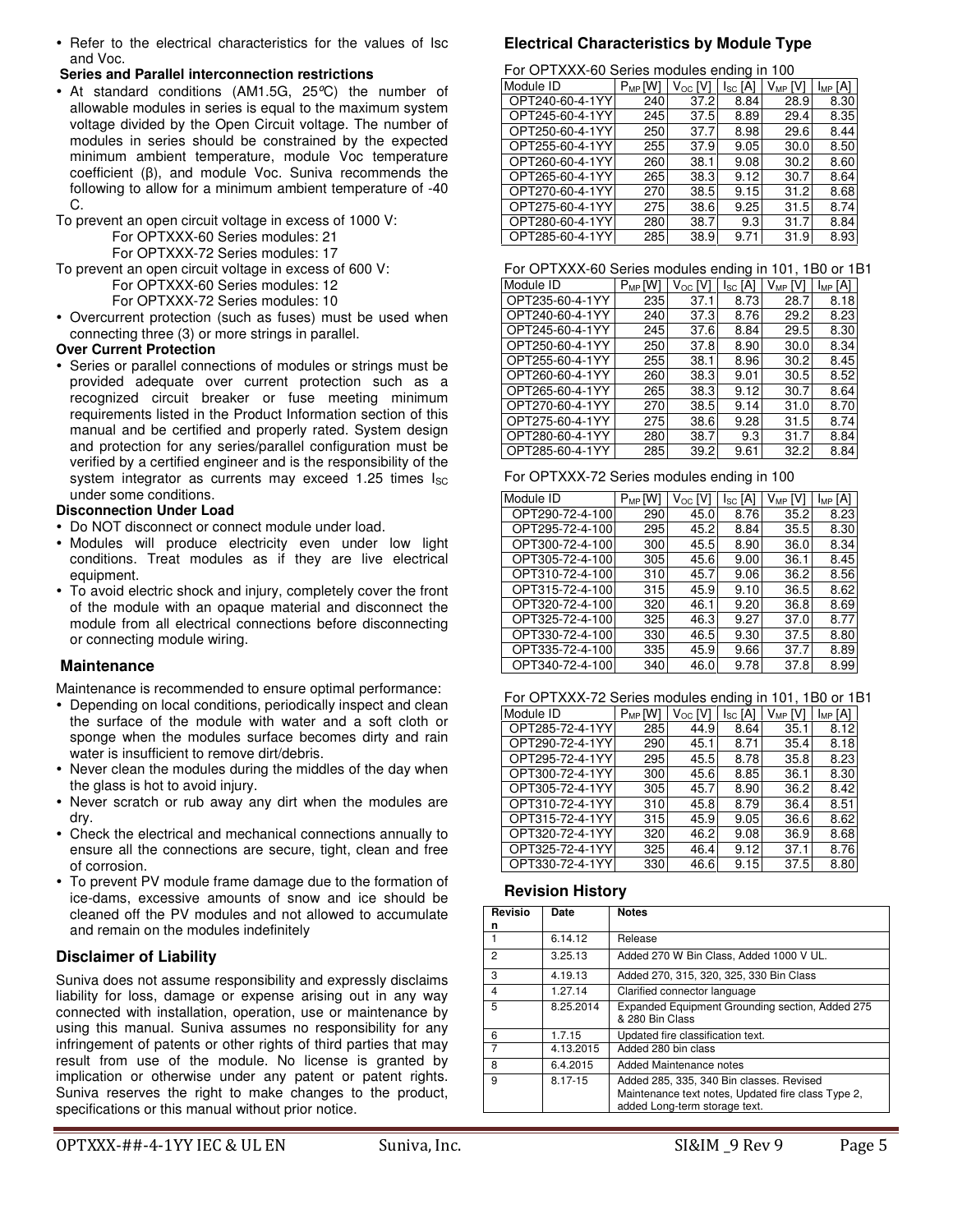- Refer to the electrical characteristics for the values of Isc and Voc.

**Series and Parallel interconnection restrictions**

- At standard conditions (AM1.5G, 25ºC) the number of allowable modules in series is equal to the maximum system voltage divided by the Open Circuit voltage. The number of modules in series should be constrained by the expected minimum ambient temperature, module Voc temperature coefficient (β), and module Voc. Suniva recommends the following to allow for a minimum ambient temperature of -40 C.

To prevent an open circuit voltage in excess of 1000 V:

For OPTXXX-60 Series modules: 21
For OPTXXX-72 Series modules: 17

To prevent an open circuit voltage in excess of 600 V:

For OPTXXX-60 Series modules: 12
For OPTXXX-72 Series modules: 10

- Overcurrent protection (such as fuses) must be used when connecting three (3) or more strings in parallel.

**Over Current Protection**

- Series or parallel connections of modules or strings must be provided adequate over current protection such as a recognized circuit breaker or fuse meeting minimum requirements listed in the Product Information section of this manual and be certified and properly rated. System design and protection for any series/parallel configuration must be verified by a certified engineer and is the responsibility of the system integrator as currents may exceed 1.25 times $I_{SC}$ under some conditions.

**Disconnection Under Load**

- Do NOT disconnect or connect module under load.
- Modules will produce electricity even under low light conditions. Treat modules as if they are live electrical equipment.
- To avoid electric shock and injury, completely cover the front of the module with an opaque material and disconnect the module from all electrical connections before disconnecting or connecting module wiring.

### Maintenance

Maintenance is recommended to ensure optimal performance:

- Depending on local conditions, periodically inspect and clean the surface of the module with water and a soft cloth or sponge when the modules surface becomes dirty and rain water is insufficient to remove dirt/debris.
- Never clean the modules during the middles of the day when the glass is hot to avoid injury.
- Never scratch or rub away any dirt when the modules are dry.
- Check the electrical and mechanical connections annually to ensure all the connections are secure, tight, clean and free of corrosion.
- To prevent PV module frame damage due to the formation of ice-dams, excessive amounts of snow and ice should be cleaned off the PV modules and not allowed to accumulate and remain on the modules indefinitely

### Disclaimer of Liability

Suniva does not assume responsibility and expressly disclaims liability for loss, damage or expense arising out in any way connected with installation, operation, use or maintenance by using this manual. Suniva assumes no responsibility for any infringement of patents or other rights of third parties that may result from use of the module. No license is granted by implication or otherwise under any patent or patent rights. Suniva reserves the right to make changes to the product, specifications or this manual without prior notice.

### Electrical Characteristics by Module Type

For OPTXXX-60 Series modules ending in 100

| Module ID | $P_{MP}$ [W] | $V_{OC}$ [V] | $I_{SC}$ [A] | $V_{MP}$ [V] | $I_{MP}$ [A] |
|---|---|---|---|---|---|
| OPT240-60-4-1YY | 240 | 37.2 | 8.84 | 28.9 | 8.30 |
| OPT245-60-4-1YY | 245 | 37.5 | 8.89 | 29.4 | 8.35 |
| OPT250-60-4-1YY | 250 | 37.7 | 8.98 | 29.6 | 8.44 |
| OPT255-60-4-1YY | 255 | 37.9 | 9.05 | 30.0 | 8.50 |
| OPT260-60-4-1YY | 260 | 38.1 | 9.08 | 30.2 | 8.60 |
| OPT265-60-4-1YY | 265 | 38.3 | 9.12 | 30.7 | 8.64 |
| OPT270-60-4-1YY | 270 | 38.5 | 9.15 | 31.2 | 8.68 |
| OPT275-60-4-1YY | 275 | 38.6 | 9.25 | 31.5 | 8.74 |
| OPT280-60-4-1YY | 280 | 38.7 | 9.3 | 31.7 | 8.84 |
| OPT285-60-4-1YY | 285 | 38.9 | 9.71 | 31.9 | 8.93 |

For OPTXXX-60 Series modules ending in 101, 1B0 or 1B1

| Module ID | $P_{MP}$ [W] | $V_{OC}$ [V] | $I_{SC}$ [A] | $V_{MP}$ [V] | $I_{MP}$ [A] |
|---|---|---|---|---|---|
| OPT235-60-4-1YY | 235 | 37.1 | 8.73 | 28.7 | 8.18 |
| OPT240-60-4-1YY | 240 | 37.3 | 8.76 | 29.2 | 8.23 |
| OPT245-60-4-1YY | 245 | 37.6 | 8.84 | 29.5 | 8.30 |
| OPT250-60-4-1YY | 250 | 37.8 | 8.90 | 30.0 | 8.34 |
| OPT255-60-4-1YY | 255 | 38.1 | 8.96 | 30.2 | 8.45 |
| OPT260-60-4-1YY | 260 | 38.3 | 9.01 | 30.5 | 8.52 |
| OPT265-60-4-1YY | 265 | 38.3 | 9.12 | 30.7 | 8.64 |
| OPT270-60-4-1YY | 270 | 38.5 | 9.14 | 31.0 | 8.70 |
| OPT275-60-4-1YY | 275 | 38.6 | 9.28 | 31.5 | 8.74 |
| OPT280-60-4-1YY | 280 | 38.7 | 9.3 | 31.7 | 8.84 |
| OPT285-60-4-1YY | 285 | 39.2 | 9.61 | 32.2 | 8.84 |

For OPTXXX-72 Series modules ending in 100

| Module ID | $P_{MP}$ [W] | $V_{OC}$ [V] | $I_{SC}$ [A] | $V_{MP}$ [V] | $I_{MP}$ [A] |
|---|---|---|---|---|---|
| OPT290-72-4-100 | 290 | 45.0 | 8.76 | 35.2 | 8.23 |
| OPT295-72-4-100 | 295 | 45.2 | 8.84 | 35.5 | 8.30 |
| OPT300-72-4-100 | 300 | 45.5 | 8.90 | 36.0 | 8.34 |
| OPT305-72-4-100 | 305 | 45.6 | 9.00 | 36.1 | 8.45 |
| OPT310-72-4-100 | 310 | 45.7 | 9.06 | 36.2 | 8.56 |
| OPT315-72-4-100 | 315 | 45.9 | 9.10 | 36.5 | 8.62 |
| OPT320-72-4-100 | 320 | 46.1 | 9.20 | 36.8 | 8.69 |
| OPT325-72-4-100 | 325 | 46.3 | 9.27 | 37.0 | 8.77 |
| OPT330-72-4-100 | 330 | 46.5 | 9.30 | 37.5 | 8.80 |
| OPT335-72-4-100 | 335 | 45.9 | 9.66 | 37.7 | 8.89 |
| OPT340-72-4-100 | 340 | 46.0 | 9.78 | 37.8 | 8.99 |

For OPTXXX-72 Series modules ending in 101, 1B0 or 1B1

| Module ID | $P_{MP}$ [W] | $V_{OC}$ [V] | $I_{SC}$ [A] | $V_{MP}$ [V] | $I_{MP}$ [A] |
|---|---|---|---|---|---|
| OPT285-72-4-1YY | 285 | 44.9 | 8.64 | 35.1 | 8.12 |
| OPT290-72-4-1YY | 290 | 45.1 | 8.71 | 35.4 | 8.18 |
| OPT295-72-4-1YY | 295 | 45.5 | 8.78 | 35.8 | 8.23 |
| OPT300-72-4-1YY | 300 | 45.6 | 8.85 | 36.1 | 8.30 |
| OPT305-72-4-1YY | 305 | 45.7 | 8.90 | 36.2 | 8.42 |
| OPT310-72-4-1YY | 310 | 45.8 | 8.79 | 36.4 | 8.51 |
| OPT315-72-4-1YY | 315 | 45.9 | 9.05 | 36.6 | 8.62 |
| OPT320-72-4-1YY | 320 | 46.2 | 9.08 | 36.9 | 8.68 |
| OPT325-72-4-1YY | 325 | 46.4 | 9.12 | 37.1 | 8.76 |
| OPT330-72-4-1YY | 330 | 46.6 | 9.15 | 37.5 | 8.80 |

### Revision History

| Revision | Date | Notes |
|---|---|---|
| 1 | 6.14.12 | Release |
| 2 | 3.25.13 | Added 270 W Bin Class, Added 1000 V UL. |
| 3 | 4.19.13 | Added 270, 315, 320, 325, 330 Bin Class |
| 4 | 1.27.14 | Clarified connector language |
| 5 | 8.25.2014 | Expanded Equipment Grounding section, Added 275 & 280 Bin Class |
| 6 | 1.7.15 | Updated fire classification text. |
| 7 | 4.13.2015 | Added 280 bin class |
| 8 | 6.4.2015 | Added Maintenance notes |
| 9 | 8.17-15 | Added 285, 335, 340 Bin classes. Revised Maintenance text notes, Updated fire class Type 2, added Long-term storage text. |